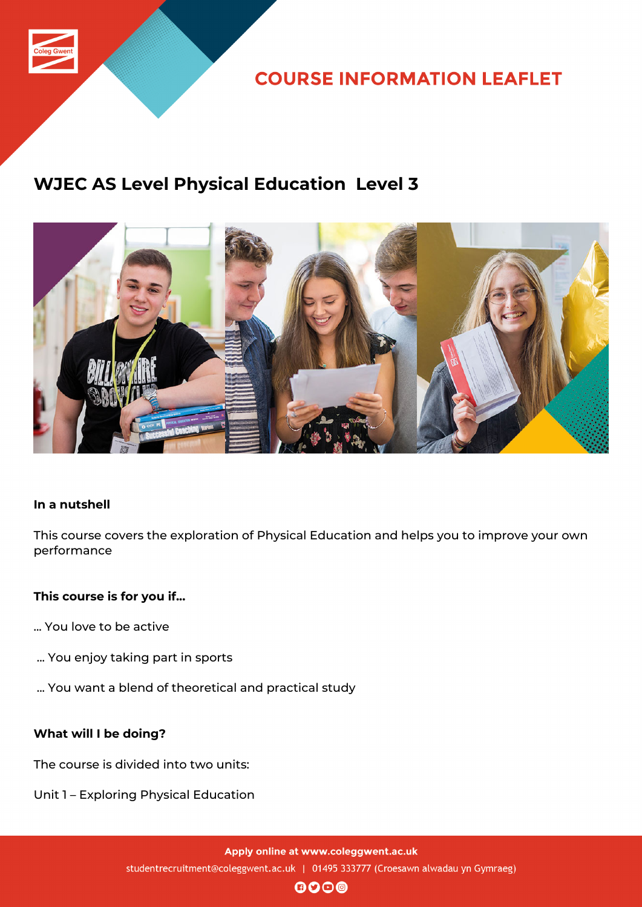# COURSE INFORMATION LEAFLET

## WJEC AS Level Physical Education Level 3

**In a nutshell**

This course covers the exploration of Physical Education and helps you to improve your own performance

**This course is for you if...**

... You love to be active

... You enjoy taking part in sports

... You want a blend of theoretical and practical study

**What will I be doing?**

The course is divided into two units:

Unit 1 – Exploring Physical Education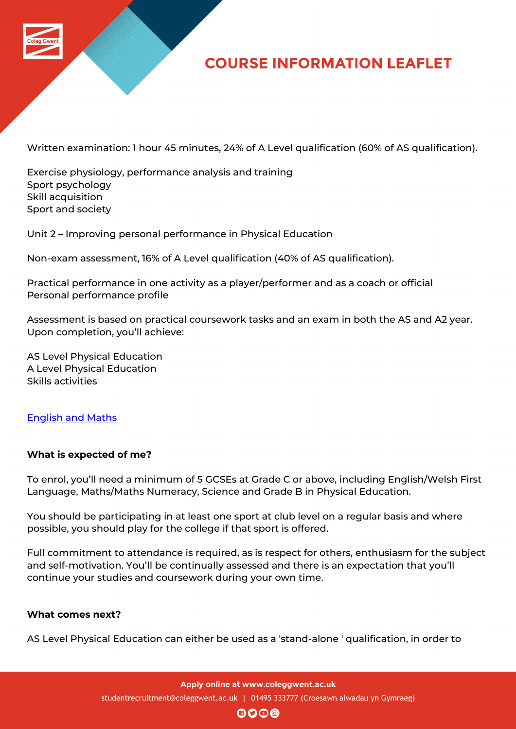Written examination: 1 hour 45 minutes, 24% of A Level qualification (60% of AS qualification).

Exercise physiology, performance analysis and training
Sport psychology
Skill acquisition
Sport and society

Unit 2 – Improving personal performance in Physical Education

Non-exam assessment, 16% of A Level qualification (40% of AS qualification).

Practical performance in one activity as a player/performer and as a coach or official
Personal performance profile

Assessment is based on practical coursework tasks and an exam in both the AS and A2 year. Upon completion, you'll achieve:

AS Level Physical Education
A Level Physical Education
Skills activities

English and Maths

**What is expected of me?**

To enrol, you'll need a minimum of 5 GCSEs at Grade C or above, including English/Welsh First Language, Maths/Maths Numeracy, Science and Grade B in Physical Education.

You should be participating in at least one sport at club level on a regular basis and where possible, you should play for the college if that sport is offered.

Full commitment to attendance is required, as is respect for others, enthusiasm for the subject and self-motivation. You'll be continually assessed and there is an expectation that you'll continue your studies and coursework during your own time.

**What comes next?**

AS Level Physical Education can either be used as a 'stand-alone ' qualification, in order to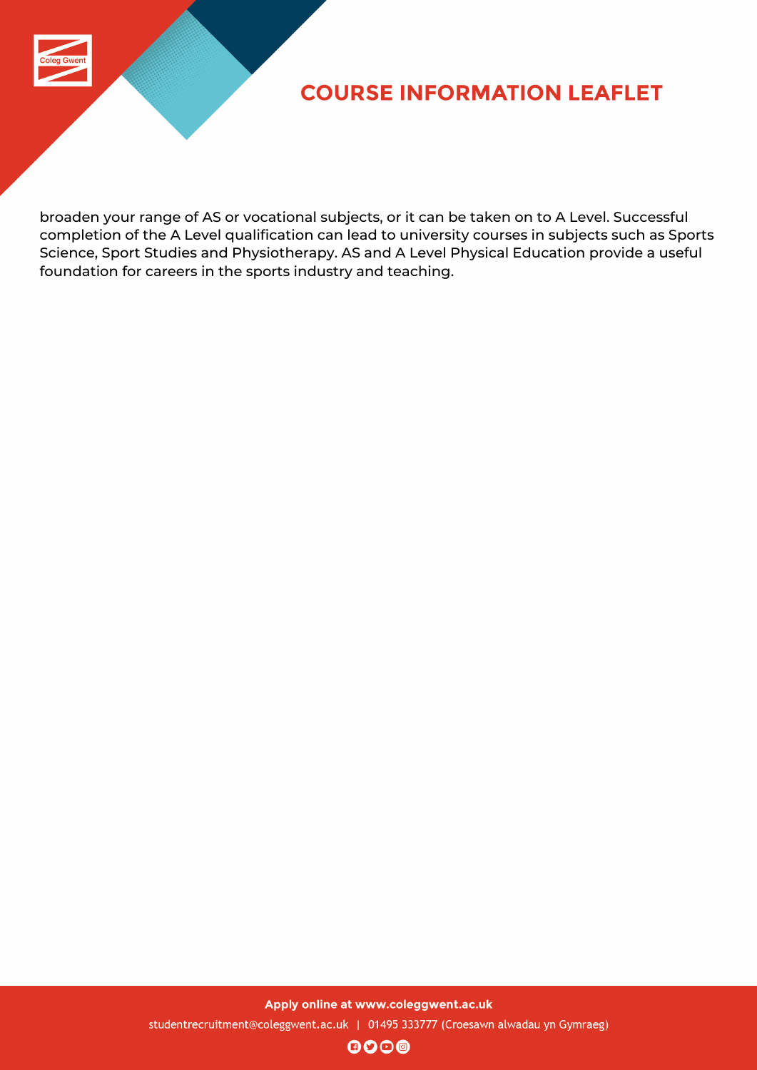broaden your range of AS or vocational subjects, or it can be taken on to A Level. Successful completion of the A Level qualification can lead to university courses in subjects such as Sports Science, Sport Studies and Physiotherapy. AS and A Level Physical Education provide a useful foundation for careers in the sports industry and teaching.